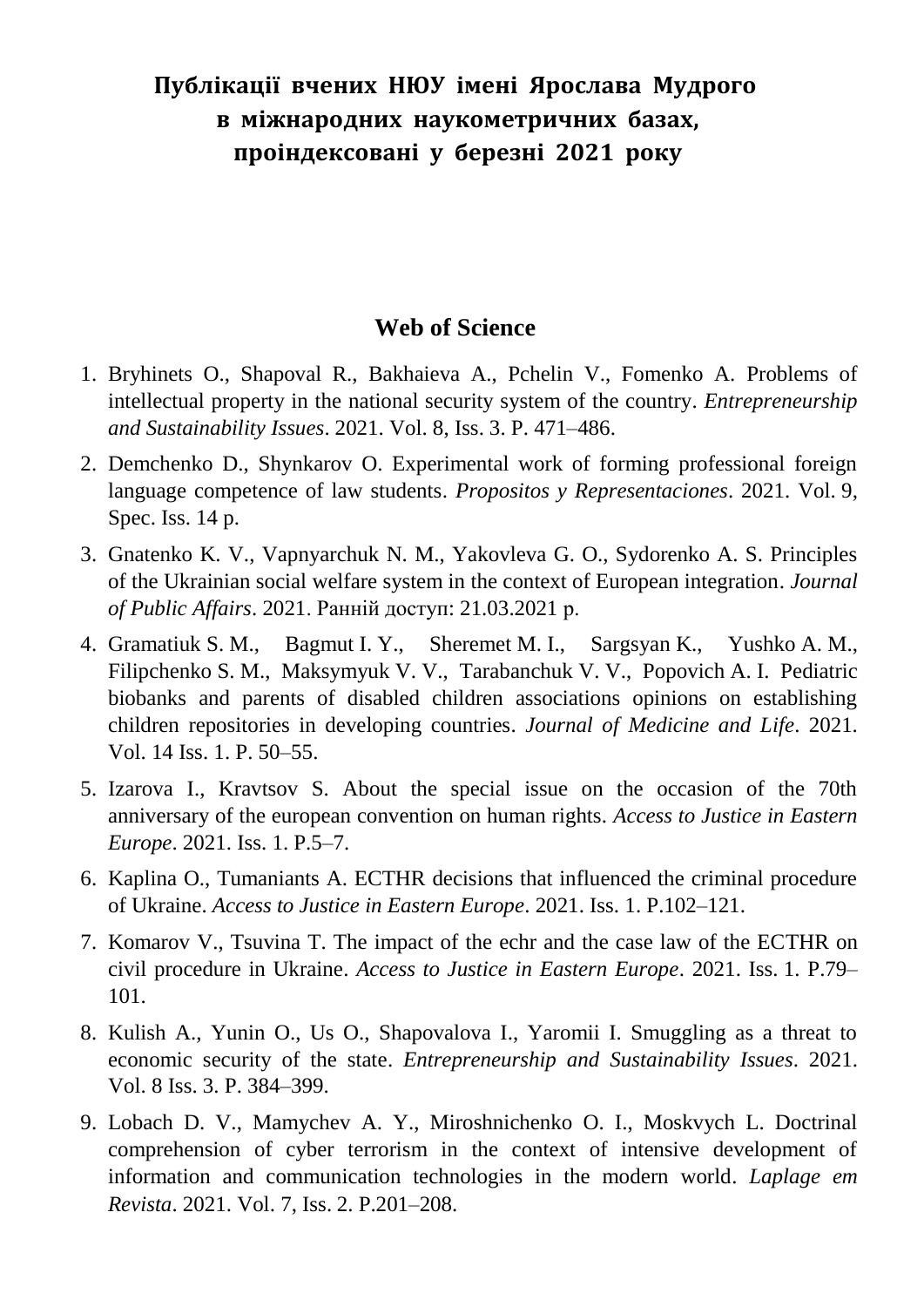# Публікації вчених НЮУ імені Ярослава Мудрого в міжнародних наукометричних базах, проіндексовані у березні 2021 року

## Web of Science

1. Bryhinets O., Shapoval R., Bakhaieva A., Pchelin V., Fomenko A. Problems of intellectual property in the national security system of the country. *Entrepreneurship and Sustainability Issues*. 2021. Vol. 8, Iss. 3. P. 471–486.
2. Demchenko D., Shynkarov O. Experimental work of forming professional foreign language competence of law students. *Propositos y Representaciones*. 2021. Vol. 9, Spec. Iss. 14 p.
3. Gnatenko K. V., Vapnyarchuk N. M., Yakovleva G. O., Sydorenko A. S. Principles of the Ukrainian social welfare system in the context of European integration. *Journal of Public Affairs*. 2021. Ранній доступ: 21.03.2021 р.
4. Gramatiuk S. M., Bagmut I. Y., Sheremet M. I., Sargsyan K., Yushko A. M., Filipchenko S. M., Maksymyuk V. V., Tarabanchuk V. V., Popovich A. I. Pediatric biobanks and parents of disabled children associations opinions on establishing children repositories in developing countries. *Journal of Medicine and Life*. 2021. Vol. 14 Iss. 1. P. 50–55.
5. Izarova I., Kravtsov S. About the special issue on the occasion of the 70th anniversary of the european convention on human rights. *Access to Justice in Eastern Europe*. 2021. Iss. 1. P.5–7.
6. Kaplina O., Tumaniants A. ECTHR decisions that influenced the criminal procedure of Ukraine. *Access to Justice in Eastern Europe*. 2021. Iss. 1. P.102–121.
7. Komarov V., Tsuvina T. The impact of the echr and the case law of the ECTHR on civil procedure in Ukraine. *Access to Justice in Eastern Europe*. 2021. Iss. 1. P.79–101.
8. Kulish A., Yunin O., Us O., Shapovalova I., Yaromii I. Smuggling as a threat to economic security of the state. *Entrepreneurship and Sustainability Issues*. 2021. Vol. 8 Iss. 3. P. 384–399.
9. Lobach D. V., Mamychev A. Y., Miroshnichenko O. I., Moskvych L. Doctrinal comprehension of cyber terrorism in the context of intensive development of information and communication technologies in the modern world. *Laplage em Revista*. 2021. Vol. 7, Iss. 2. P.201–208.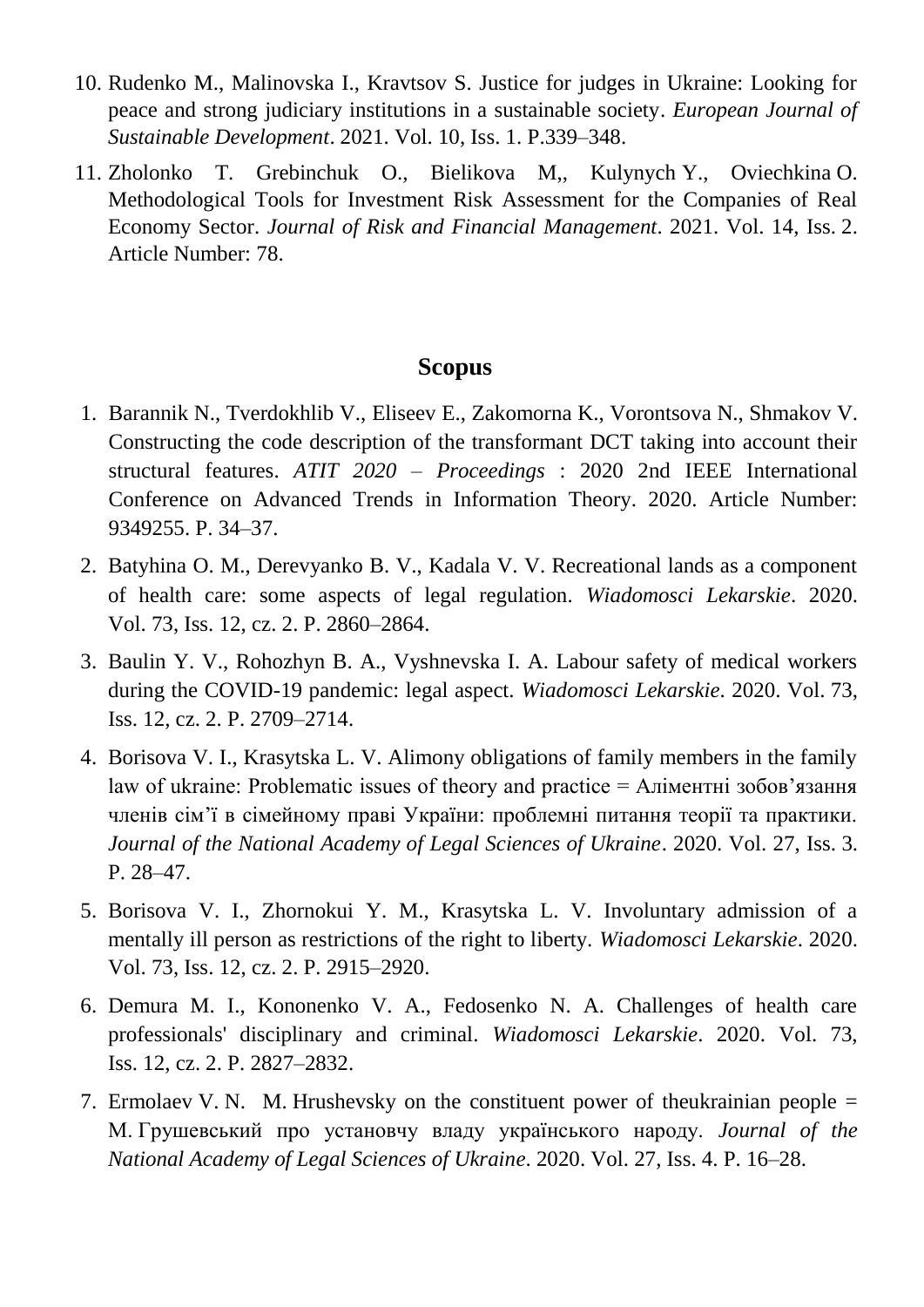10. Rudenko M., Malinovska I., Kravtsov S. Justice for judges in Ukraine: Looking for peace and strong judiciary institutions in a sustainable society. *European Journal of Sustainable Development*. 2021. Vol. 10, Iss. 1. P.339–348.
11. Zholonko T. Grebinchuk O., Bielikova M,, Kulynych Y., Oviechkina O. Methodological Tools for Investment Risk Assessment for the Companies of Real Economy Sector. *Journal of Risk and Financial Management*. 2021. Vol. 14, Iss. 2. Article Number: 78.

## Scopus

1. Barannik N., Tverdokhlib V., Eliseev E., Zakomorna K., Vorontsova N., Shmakov V. Constructing the code description of the transformant DCT taking into account their structural features. *ATIT 2020 – Proceedings* : 2020 2nd IEEE International Conference on Advanced Trends in Information Theory. 2020. Article Number: 9349255. P. 34–37.
2. Batyhina O. M., Derevyanko B. V., Kadala V. V. Recreational lands as a component of health care: some aspects of legal regulation. *Wiadomosci Lekarskie*. 2020. Vol. 73, Iss. 12, cz. 2. P. 2860–2864.
3. Baulin Y. V., Rohozhyn B. A., Vyshnevska I. A. Labour safety of medical workers during the COVID-19 pandemic: legal aspect. *Wiadomosci Lekarskie*. 2020. Vol. 73, Iss. 12, cz. 2. P. 2709–2714.
4. Borisova V. I., Krasytska L. V. Alimony obligations of family members in the family law of ukraine: Problematic issues of theory and practice = Аліментні зобов'язання членів сім'ї в сімейному праві України: проблемні питання теорії та практики. *Journal of the National Academy of Legal Sciences of Ukraine*. 2020. Vol. 27, Iss. 3. P. 28–47.
5. Borisova V. I., Zhornokui Y. M., Krasytska L. V. Involuntary admission of a mentally ill person as restrictions of the right to liberty. *Wiadomosci Lekarskie*. 2020. Vol. 73, Iss. 12, cz. 2. P. 2915–2920.
6. Demura M. I., Kononenko V. A., Fedosenko N. A. Challenges of health care professionals' disciplinary and criminal. *Wiadomosci Lekarskie*. 2020. Vol. 73, Iss. 12, cz. 2. P. 2827–2832.
7. Ermolaev V. N. M. Hrushevsky on the constituent power of theukrainian people = М. Грушевський про установчу владу українського народу. *Journal of the National Academy of Legal Sciences of Ukraine*. 2020. Vol. 27, Iss. 4. P. 16–28.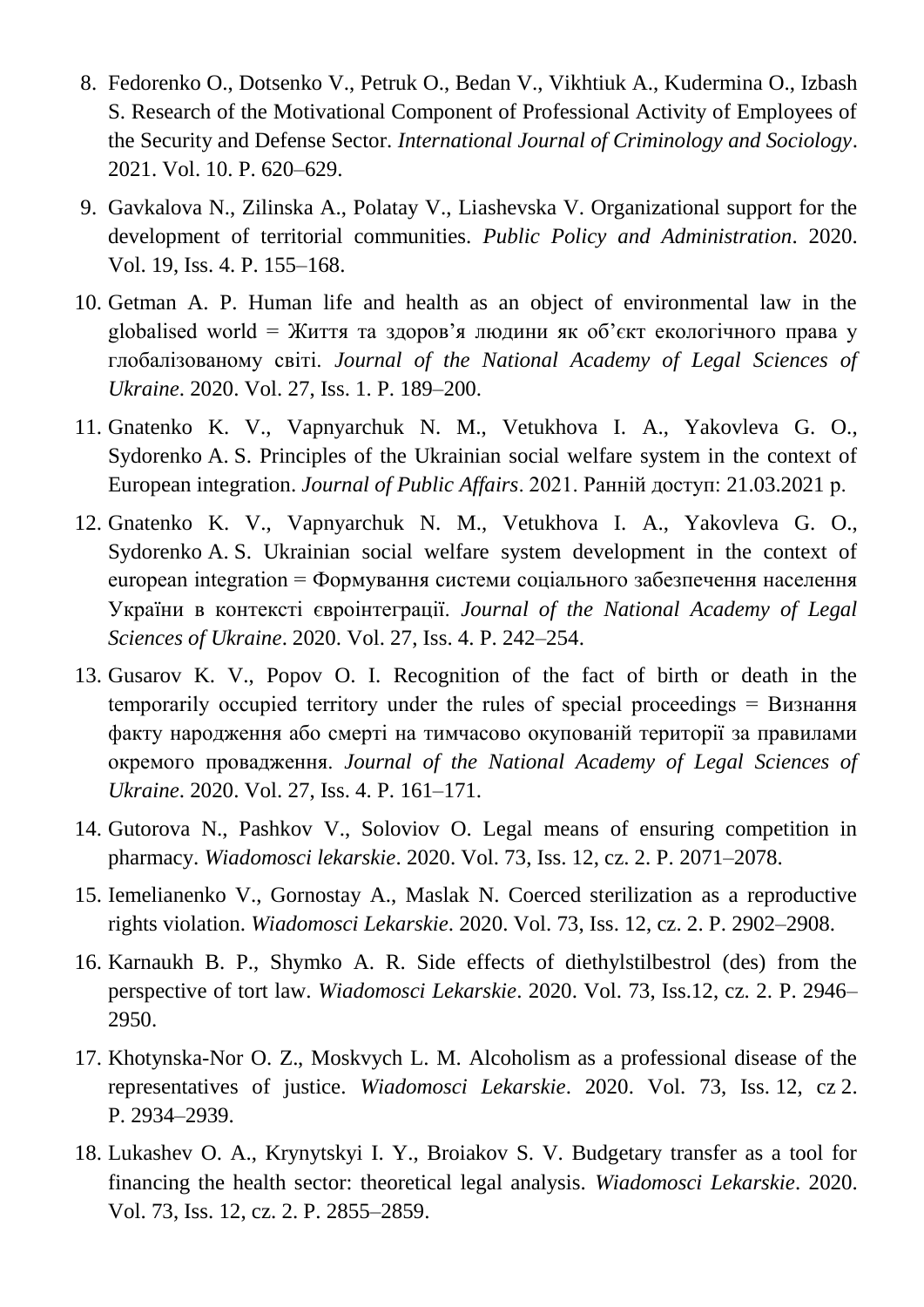8. Fedorenko O., Dotsenko V., Petruk O., Bedan V., Vikhtiuk A., Kudermina O., Izbash S. Research of the Motivational Component of Professional Activity of Employees of the Security and Defense Sector. *International Journal of Criminology and Sociology*. 2021. Vol. 10. P. 620–629.
9. Gavkalova N., Zilinska A., Polatay V., Liashevska V. Organizational support for the development of territorial communities. *Public Policy and Administration*. 2020. Vol. 19, Iss. 4. P. 155–168.
10. Getman A. P. Human life and health as an object of environmental law in the globalised world = Життя та здоров'я людини як об'єкт екологічного права у глобалізованому світі. *Journal of the National Academy of Legal Sciences of Ukraine*. 2020. Vol. 27, Iss. 1. P. 189–200.
11. Gnatenko K. V., Vapnyarchuk N. M., Vetukhova I. A., Yakovleva G. O., Sydorenko A. S. Principles of the Ukrainian social welfare system in the context of European integration. *Journal of Public Affairs*. 2021. Ранній доступ: 21.03.2021 р.
12. Gnatenko K. V., Vapnyarchuk N. M., Vetukhova I. A., Yakovleva G. O., Sydorenko A. S. Ukrainian social welfare system development in the context of european integration = Формування системи соціального забезпечення населення України в контексті євроінтеграції. *Journal of the National Academy of Legal Sciences of Ukraine*. 2020. Vol. 27, Iss. 4. P. 242–254.
13. Gusarov K. V., Popov O. I. Recognition of the fact of birth or death in the temporarily occupied territory under the rules of special proceedings = Визнання факту народження або смерті на тимчасово окупованій території за правилами окремого провадження. *Journal of the National Academy of Legal Sciences of Ukraine*. 2020. Vol. 27, Iss. 4. P. 161–171.
14. Gutorova N., Pashkov V., Soloviov O. Legal means of ensuring competition in pharmacy. *Wiadomosci lekarskie*. 2020. Vol. 73, Iss. 12, cz. 2. P. 2071–2078.
15. Iemelianenko V., Gornostay A., Maslak N. Coerced sterilization as a reproductive rights violation. *Wiadomosci Lekarskie*. 2020. Vol. 73, Iss. 12, cz. 2. P. 2902–2908.
16. Karnaukh B. P., Shymko A. R. Side effects of diethylstilbestrol (des) from the perspective of tort law. *Wiadomosci Lekarskie*. 2020. Vol. 73, Iss.12, cz. 2. P. 2946–2950.
17. Khotynska-Nor O. Z., Moskvych L. M. Alcoholism as a professional disease of the representatives of justice. *Wiadomosci Lekarskie*. 2020. Vol. 73, Iss. 12, cz 2. P. 2934–2939.
18. Lukashev O. A., Krynytskyi I. Y., Broiakov S. V. Budgetary transfer as a tool for financing the health sector: theoretical legal analysis. *Wiadomosci Lekarskie*. 2020. Vol. 73, Iss. 12, cz. 2. P. 2855–2859.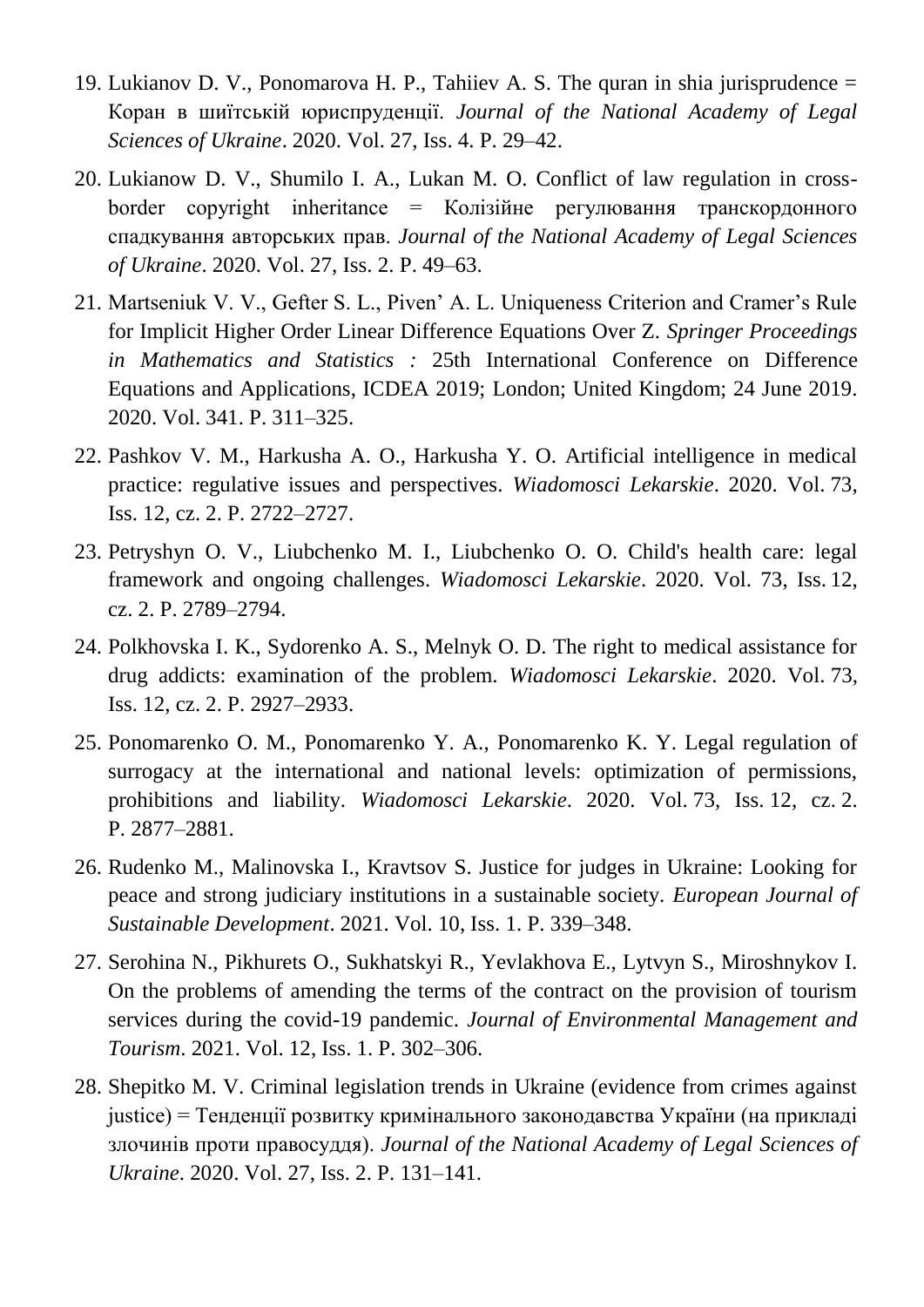19. Lukianov D. V., Ponomarova H. P., Tahiiev A. S. The quran in shia jurisprudence = Коран в шиїтській юриспруденції. *Journal of the National Academy of Legal Sciences of Ukraine*. 2020. Vol. 27, Iss. 4. P. 29–42.
20. Lukianow D. V., Shumilo I. A., Lukan M. O. Conflict of law regulation in cross-border copyright inheritance = Колізійне регулювання транскордонного спадкування авторських прав. *Journal of the National Academy of Legal Sciences of Ukraine*. 2020. Vol. 27, Iss. 2. P. 49–63.
21. Martseniuk V. V., Gefter S. L., Piven' A. L. Uniqueness Criterion and Cramer's Rule for Implicit Higher Order Linear Difference Equations Over Z. *Springer Proceedings in Mathematics and Statistics :* 25th International Conference on Difference Equations and Applications, ICDEA 2019; London; United Kingdom; 24 June 2019. 2020. Vol. 341. P. 311–325.
22. Pashkov V. M., Harkusha A. O., Harkusha Y. O. Artificial intelligence in medical practice: regulative issues and perspectives. *Wiadomosci Lekarskie*. 2020. Vol. 73, Iss. 12, cz. 2. P. 2722–2727.
23. Petryshyn O. V., Liubchenko M. I., Liubchenko O. O. Child's health care: legal framework and ongoing challenges. *Wiadomosci Lekarskie*. 2020. Vol. 73, Iss. 12, cz. 2. P. 2789–2794.
24. Polkhovska I. K., Sydorenko A. S., Melnyk O. D. The right to medical assistance for drug addicts: examination of the problem. *Wiadomosci Lekarskie*. 2020. Vol. 73, Iss. 12, cz. 2. P. 2927–2933.
25. Ponomarenko O. M., Ponomarenko Y. A., Ponomarenko K. Y. Legal regulation of surrogacy at the international and national levels: optimization of permissions, prohibitions and liability. *Wiadomosci Lekarskie*. 2020. Vol. 73, Iss. 12, cz. 2. P. 2877–2881.
26. Rudenko M., Malinovska I., Kravtsov S. Justice for judges in Ukraine: Looking for peace and strong judiciary institutions in a sustainable society. *European Journal of Sustainable Development*. 2021. Vol. 10, Iss. 1. P. 339–348.
27. Serohina N., Pikhurets O., Sukhatskyi R., Yevlakhova E., Lytvyn S., Miroshnykov I. On the problems of amending the terms of the contract on the provision of tourism services during the covid-19 pandemic. *Journal of Environmental Management and Tourism*. 2021. Vol. 12, Iss. 1. P. 302–306.
28. Shepitko M. V. Criminal legislation trends in Ukraine (evidence from crimes against justice) = Тенденції розвитку кримінального законодавства України (на прикладі злочинів проти правосуддя). *Journal of the National Academy of Legal Sciences of Ukraine*. 2020. Vol. 27, Iss. 2. P. 131–141.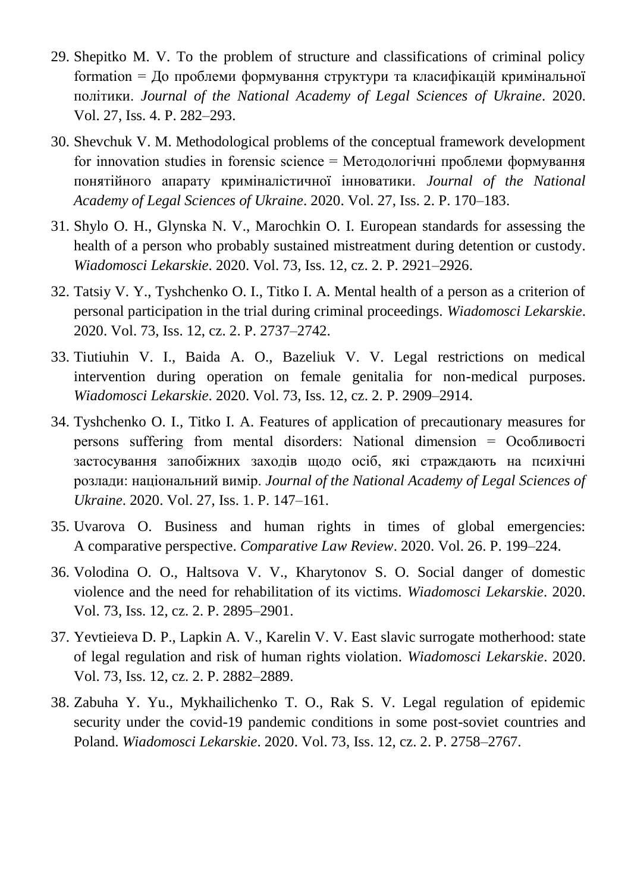29. Shepitko M. V. To the problem of structure and classifications of criminal policy formation = До проблеми формування структури та класифікацій кримінальної політики. *Journal of the National Academy of Legal Sciences of Ukraine*. 2020. Vol. 27, Iss. 4. P. 282–293.
30. Shevchuk V. M. Methodological problems of the conceptual framework development for innovation studies in forensic science = Методологічні проблеми формування понятійного апарату криміналістичної інноватики. *Journal of the National Academy of Legal Sciences of Ukraine*. 2020. Vol. 27, Iss. 2. P. 170–183.
31. Shylo O. H., Glynska N. V., Marochkin O. I. European standards for assessing the health of a person who probably sustained mistreatment during detention or custody. *Wiadomosci Lekarskie*. 2020. Vol. 73, Iss. 12, cz. 2. P. 2921–2926.
32. Tatsiy V. Y., Tyshchenko O. I., Titko I. A. Mental health of a person as a criterion of personal participation in the trial during criminal proceedings. *Wiadomosci Lekarskie*. 2020. Vol. 73, Iss. 12, cz. 2. P. 2737–2742.
33. Tiutiuhin V. I., Baida A. O., Bazeliuk V. V. Legal restrictions on medical intervention during operation on female genitalia for non-medical purposes. *Wiadomosci Lekarskie*. 2020. Vol. 73, Iss. 12, cz. 2. P. 2909–2914.
34. Tyshchenko O. I., Titko I. A. Features of application of precautionary measures for persons suffering from mental disorders: National dimension = Особливості застосування запобіжних заходів щодо осіб, які страждають на психічні розлади: національний вимір. *Journal of the National Academy of Legal Sciences of Ukraine*. 2020. Vol. 27, Iss. 1. P. 147–161.
35. Uvarova O. Business and human rights in times of global emergencies: A comparative perspective. *Comparative Law Review*. 2020. Vol. 26. P. 199–224.
36. Volodina O. O., Haltsova V. V., Kharytonov S. O. Social danger of domestic violence and the need for rehabilitation of its victims. *Wiadomosci Lekarskie*. 2020. Vol. 73, Iss. 12, cz. 2. P. 2895–2901.
37. Yevtieieva D. P., Lapkin A. V., Karelin V. V. East slavic surrogate motherhood: state of legal regulation and risk of human rights violation. *Wiadomosci Lekarskie*. 2020. Vol. 73, Iss. 12, cz. 2. P. 2882–2889.
38. Zabuha Y. Yu., Mykhailichenko T. O., Rak S. V. Legal regulation of epidemic security under the covid-19 pandemic conditions in some post-soviet countries and Poland. *Wiadomosci Lekarskie*. 2020. Vol. 73, Iss. 12, cz. 2. P. 2758–2767.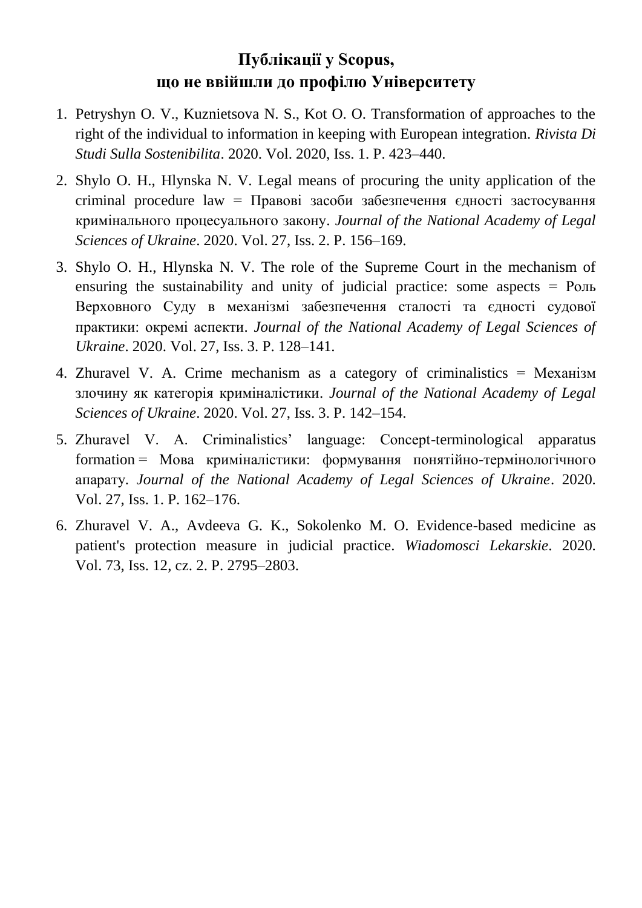## Публікації у Scopus, що не ввійшли до профілю Університету

1. Petryshyn O. V., Kuznietsova N. S., Kot O. O. Transformation of approaches to the right of the individual to information in keeping with European integration. *Rivista Di Studi Sulla Sostenibilita*. 2020. Vol. 2020, Iss. 1. P. 423–440.
2. Shylo O. H., Hlynska N. V. Legal means of procuring the unity application of the criminal procedure law = Правові засоби забезпечення єдності застосування кримінального процесуального закону. *Journal of the National Academy of Legal Sciences of Ukraine*. 2020. Vol. 27, Iss. 2. P. 156–169.
3. Shylo O. H., Hlynska N. V. The role of the Supreme Court in the mechanism of ensuring the sustainability and unity of judicial practice: some aspects = Роль Верховного Суду в механізмі забезпечення сталості та єдності судової практики: окремі аспекти. *Journal of the National Academy of Legal Sciences of Ukraine*. 2020. Vol. 27, Iss. 3. P. 128–141.
4. Zhuravel V. A. Crime mechanism as a category of criminalistics = Механізм злочину як категорія криміналістики. *Journal of the National Academy of Legal Sciences of Ukraine*. 2020. Vol. 27, Iss. 3. P. 142–154.
5. Zhuravel V. A. Criminalistics' language: Concept-terminological apparatus formation = Мова криміналістики: формування понятійно-термінологічного апарату. *Journal of the National Academy of Legal Sciences of Ukraine*. 2020. Vol. 27, Iss. 1. P. 162–176.
6. Zhuravel V. A., Avdeeva G. K., Sokolenko M. O. Evidence-based medicine as patient's protection measure in judicial practice. *Wiadomosci Lekarskie*. 2020. Vol. 73, Iss. 12, cz. 2. P. 2795–2803.